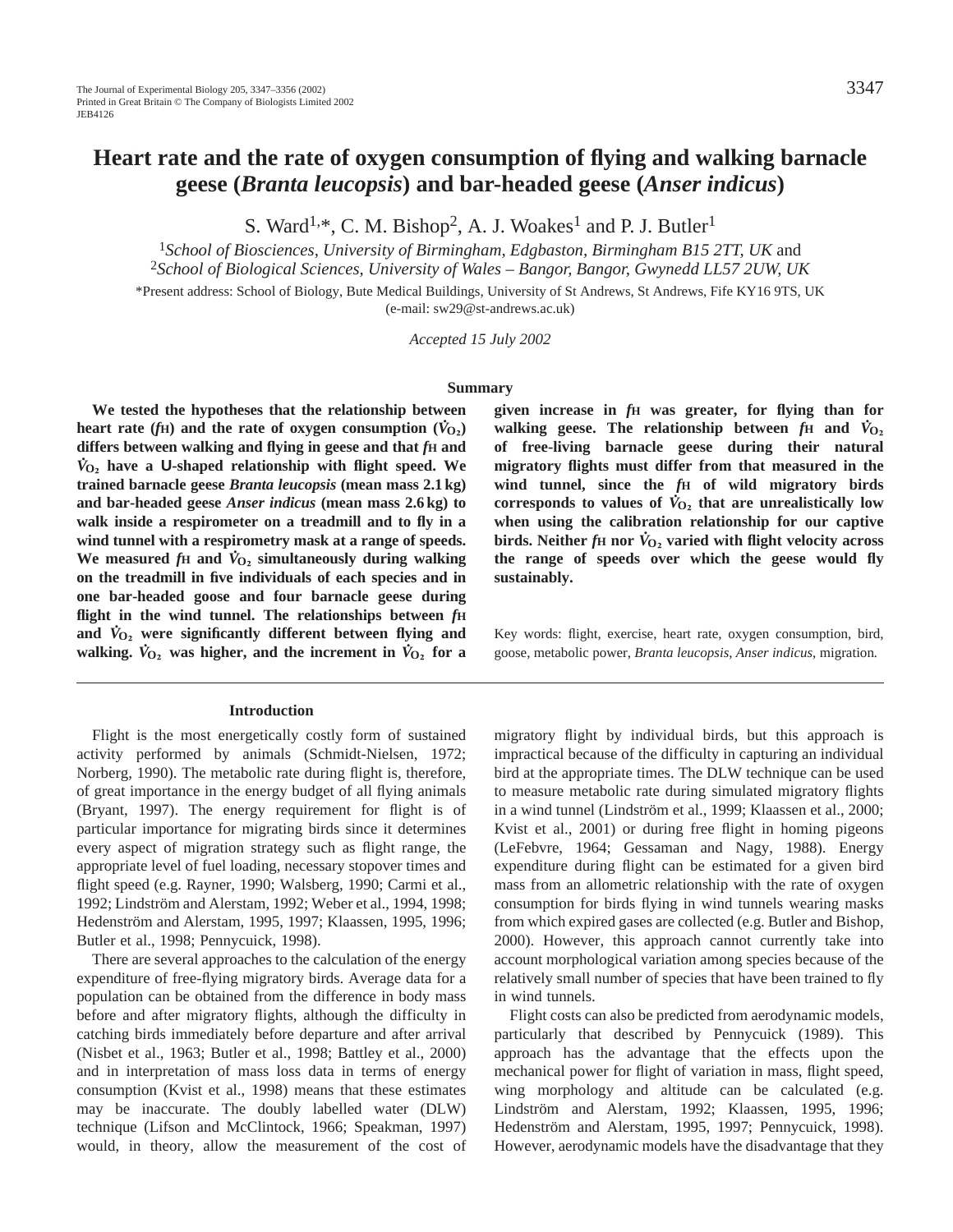# Heart rate and the rate of oxygen consumption of flying and walking barnacle geese (*Branta leucopsis*) and bar-headed geese (*Anser indicus*)

S. Ward[1,*], C. M. Bishop[2], A. J. Woakes[1] and P. J. Butler[1]

[1]*School of Biosciences, University of Birmingham, Edgbaston, Birmingham B15 2TT, UK* and
[2]*School of Biological Sciences, University of Wales – Bangor, Bangor, Gwynedd LL57 2UW, UK*

*Present address: School of Biology, Bute Medical Buildings, University of St Andrews, St Andrews, Fife KY16 9TS, UK (e-mail: sw29@st-andrews.ac.uk)

*Accepted 15 July 2002*

## Summary

**We tested the hypotheses that the relationship between heart rate ($f_H$) and the rate of oxygen consumption ($\dot{V}_{O_2}$) differs between walking and flying in geese and that $f_H$ and $\dot{V}_{O_2}$ have a U-shaped relationship with flight speed. We trained barnacle geese *Branta leucopsis* (mean mass 2.1 kg) and bar-headed geese *Anser indicus* (mean mass 2.6 kg) to walk inside a respirometer on a treadmill and to fly in a wind tunnel with a respirometry mask at a range of speeds. We measured $f_H$ and $\dot{V}_{O_2}$ simultaneously during walking on the treadmill in five individuals of each species and in one bar-headed goose and four barnacle geese during flight in the wind tunnel. The relationships between $f_H$ and $\dot{V}_{O_2}$ were significantly different between flying and walking. $\dot{V}_{O_2}$ was higher, and the increment in $\dot{V}_{O_2}$ for a given increase in $f_H$ was greater, for flying than for walking geese. The relationship between $f_H$ and $\dot{V}_{O_2}$ of free-living barnacle geese during their natural migratory flights must differ from that measured in the wind tunnel, since the $f_H$ of wild migratory birds corresponds to values of $\dot{V}_{O_2}$ that are unrealistically low when using the calibration relationship for our captive birds. Neither $f_H$ nor $\dot{V}_{O_2}$ varied with flight velocity across the range of speeds over which the geese would fly sustainably.**

Key words: flight, exercise, heart rate, oxygen consumption, bird, goose, metabolic power, *Branta leucopsis*, *Anser indicus*, migration.

## Introduction

Flight is the most energetically costly form of sustained activity performed by animals (Schmidt-Nielsen, 1972; Norberg, 1990). The metabolic rate during flight is, therefore, of great importance in the energy budget of all flying animals (Bryant, 1997). The energy requirement for flight is of particular importance for migrating birds since it determines every aspect of migration strategy such as flight range, the appropriate level of fuel loading, necessary stopover times and flight speed (e.g. Rayner, 1990; Walsberg, 1990; Carmi et al., 1992; Lindström and Alerstam, 1992; Weber et al., 1994, 1998; Hedenström and Alerstam, 1995, 1997; Klaassen, 1995, 1996; Butler et al., 1998; Pennycuick, 1998).

There are several approaches to the calculation of the energy expenditure of free-flying migratory birds. Average data for a population can be obtained from the difference in body mass before and after migratory flights, although the difficulty in catching birds immediately before departure and after arrival (Nisbet et al., 1963; Butler et al., 1998; Battley et al., 2000) and in interpretation of mass loss data in terms of energy consumption (Kvist et al., 1998) means that these estimates may be inaccurate. The doubly labelled water (DLW) technique (Lifson and McClintock, 1966; Speakman, 1997) would, in theory, allow the measurement of the cost of migratory flight by individual birds, but this approach is impractical because of the difficulty in capturing an individual bird at the appropriate times. The DLW technique can be used to measure metabolic rate during simulated migratory flights in a wind tunnel (Lindström et al., 1999; Klaassen et al., 2000; Kvist et al., 2001) or during free flight in homing pigeons (LeFebvre, 1964; Gessaman and Nagy, 1988). Energy expenditure during flight can be estimated for a given bird mass from an allometric relationship with the rate of oxygen consumption for birds flying in wind tunnels wearing masks from which expired gases are collected (e.g. Butler and Bishop, 2000). However, this approach cannot currently take into account morphological variation among species because of the relatively small number of species that have been trained to fly in wind tunnels.

Flight costs can also be predicted from aerodynamic models, particularly that described by Pennycuick (1989). This approach has the advantage that the effects upon the mechanical power for flight of variation in mass, flight speed, wing morphology and altitude can be calculated (e.g. Lindström and Alerstam, 1992; Klaassen, 1995, 1996; Hedenström and Alerstam, 1995, 1997; Pennycuick, 1998). However, aerodynamic models have the disadvantage that they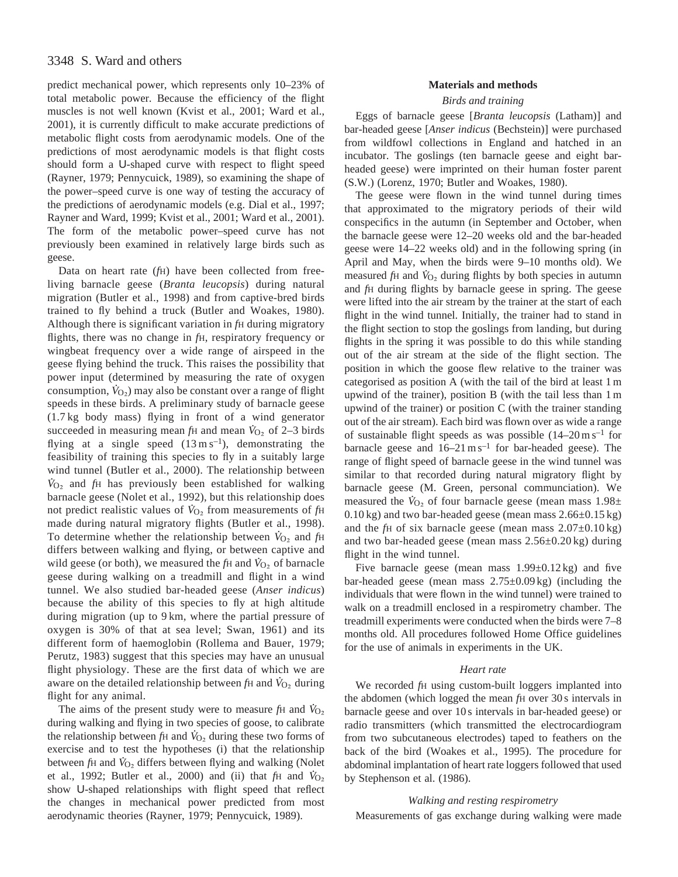predict mechanical power, which represents only 10–23% of total metabolic power. Because the efficiency of the flight muscles is not well known (Kvist et al., 2001; Ward et al., 2001), it is currently difficult to make accurate predictions of metabolic flight costs from aerodynamic models. One of the predictions of most aerodynamic models is that flight costs should form a U-shaped curve with respect to flight speed (Rayner, 1979; Pennycuick, 1989), so examining the shape of the power–speed curve is one way of testing the accuracy of the predictions of aerodynamic models (e.g. Dial et al., 1997; Rayner and Ward, 1999; Kvist et al., 2001; Ward et al., 2001). The form of the metabolic power–speed curve has not previously been examined in relatively large birds such as geese.

Data on heart rate ($f_H$) have been collected from free-living barnacle geese (*Branta leucopsis*) during natural migration (Butler et al., 1998) and from captive-bred birds trained to fly behind a truck (Butler and Woakes, 1980). Although there is significant variation in $f_H$ during migratory flights, there was no change in $f_H$, respiratory frequency or wingbeat frequency over a wide range of airspeed in the geese flying behind the truck. This raises the possibility that power input (determined by measuring the rate of oxygen consumption, $\dot{V}_{O_2}$) may also be constant over a range of flight speeds in these birds. A preliminary study of barnacle geese (1.7 kg body mass) flying in front of a wind generator succeeded in measuring mean $f_H$ and mean $\dot{V}_{O_2}$ of 2–3 birds flying at a single speed ($13\,m\,s^{-1}$), demonstrating the feasibility of training this species to fly in a suitably large wind tunnel (Butler et al., 2000). The relationship between $\dot{V}_{O_2}$ and $f_H$ has previously been established for walking barnacle geese (Nolet et al., 1992), but this relationship does not predict realistic values of $\dot{V}_{O_2}$ from measurements of $f_H$ made during natural migratory flights (Butler et al., 1998). To determine whether the relationship between $\dot{V}_{O_2}$ and $f_H$ differs between walking and flying, or between captive and wild geese (or both), we measured the $f_H$ and $\dot{V}_{O_2}$ of barnacle geese during walking on a treadmill and flight in a wind tunnel. We also studied bar-headed geese (*Anser indicus*) because the ability of this species to fly at high altitude during migration (up to 9 km, where the partial pressure of oxygen is 30% of that at sea level; Swan, 1961) and its different form of haemoglobin (Rollema and Bauer, 1979; Perutz, 1983) suggest that this species may have an unusual flight physiology. These are the first data of which we are aware on the detailed relationship between $f_H$ and $\dot{V}_{O_2}$ during flight for any animal.

The aims of the present study were to measure $f_H$ and $\dot{V}_{O_2}$ during walking and flying in two species of goose, to calibrate the relationship between $f_H$ and $\dot{V}_{O_2}$ during these two forms of exercise and to test the hypotheses (i) that the relationship between $f_H$ and $\dot{V}_{O_2}$ differs between flying and walking (Nolet et al., 1992; Butler et al., 2000) and (ii) that $f_H$ and $\dot{V}_{O_2}$ show U-shaped relationships with flight speed that reflect the changes in mechanical power predicted from most aerodynamic theories (Rayner, 1979; Pennycuick, 1989).

## Materials and methods

### Birds and training

Eggs of barnacle geese [*Branta leucopsis* (Latham)] and bar-headed geese [*Anser indicus* (Bechstein)] were purchased from wildfowl collections in England and hatched in an incubator. The goslings (ten barnacle geese and eight bar-headed geese) were imprinted on their human foster parent (S.W.) (Lorenz, 1970; Butler and Woakes, 1980).

The geese were flown in the wind tunnel during times that approximated to the migratory periods of their wild conspecifics in the autumn (in September and October, when the barnacle geese were 12–20 weeks old and the bar-headed geese were 14–22 weeks old) and in the following spring (in April and May, when the birds were 9–10 months old). We measured $f_H$ and $\dot{V}_{O_2}$ during flights by both species in autumn and $f_H$ during flights by barnacle geese in spring. The geese were lifted into the air stream by the trainer at the start of each flight in the wind tunnel. Initially, the trainer had to stand in the flight section to stop the goslings from landing, but during flights in the spring it was possible to do this while standing out of the air stream at the side of the flight section. The position in which the goose flew relative to the trainer was categorised as position A (with the tail of the bird at least 1 m upwind of the trainer), position B (with the tail less than 1 m upwind of the trainer) or position C (with the trainer standing out of the air stream). Each bird was flown over as wide a range of sustainable flight speeds as was possible ($14–20\,m\,s^{-1}$ for barnacle geese and $16–21\,m\,s^{-1}$ for bar-headed geese). The range of flight speed of barnacle geese in the wind tunnel was similar to that recorded during natural migratory flight by barnacle geese (M. Green, personal communciation). We measured the $\dot{V}_{O_2}$ of four barnacle geese (mean mass 1.98±0.10 kg) and two bar-headed geese (mean mass 2.66±0.15 kg) and the $f_H$ of six barnacle geese (mean mass 2.07±0.10 kg) and two bar-headed geese (mean mass 2.56±0.20 kg) during flight in the wind tunnel.

Five barnacle geese (mean mass 1.99±0.12 kg) and five bar-headed geese (mean mass 2.75±0.09 kg) (including the individuals that were flown in the wind tunnel) were trained to walk on a treadmill enclosed in a respirometry chamber. The treadmill experiments were conducted when the birds were 7–8 months old. All procedures followed Home Office guidelines for the use of animals in experiments in the UK.

### Heart rate

We recorded $f_H$ using custom-built loggers implanted into the abdomen (which logged the mean $f_H$ over 30 s intervals in barnacle geese and over 10 s intervals in bar-headed geese) or radio transmitters (which transmitted the electrocardiogram from two subcutaneous electrodes) taped to feathers on the back of the bird (Woakes et al., 1995). The procedure for abdominal implantation of heart rate loggers followed that used by Stephenson et al. (1986).

### Walking and resting respirometry

Measurements of gas exchange during walking were made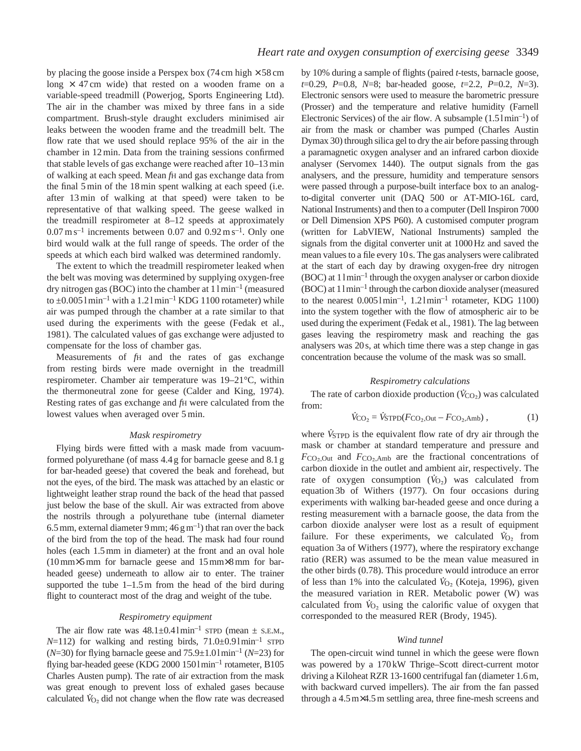by placing the goose inside a Perspex box (74 cm high × 58 cm long × 47 cm wide) that rested on a wooden frame on a variable-speed treadmill (Powerjog, Sports Engineering Ltd). The air in the chamber was mixed by three fans in a side compartment. Brush-style draught excluders minimised air leaks between the wooden frame and the treadmill belt. The flow rate that we used should replace 95% of the air in the chamber in 12 min. Data from the training sessions confirmed that stable levels of gas exchange were reached after 10–13 min of walking at each speed. Mean $f_H$ and gas exchange data from the final 5 min of the 18 min spent walking at each speed (i.e. after 13 min of walking at that speed) were taken to be representative of that walking speed. The geese walked in the treadmill respirometer at 8–12 speeds at approximately $0.07\,m\,s^{-1}$ increments between 0.07 and $0.92\,m\,s^{-1}$. Only one bird would walk at the full range of speeds. The order of the speeds at which each bird walked was determined randomly.

The extent to which the treadmill respirometer leaked when the belt was moving was determined by supplying oxygen-free dry nitrogen gas (BOC) into the chamber at $1\,l\,min^{-1}$ (measured to $\pm 0.005\,l\,min^{-1}$ with a $1.2\,l\,min^{-1}$ KDG 1100 rotameter) while air was pumped through the chamber at a rate similar to that used during the experiments with the geese (Fedak et al., 1981). The calculated values of gas exchange were adjusted to compensate for the loss of chamber gas.

Measurements of $f_H$ and the rates of gas exchange from resting birds were made overnight in the treadmill respirometer. Chamber air temperature was 19–21°C, within the thermoneutral zone for geese (Calder and King, 1974). Resting rates of gas exchange and $f_H$ were calculated from the lowest values when averaged over 5 min.

### Mask respirometry

Flying birds were fitted with a mask made from vacuum-formed polyurethane (of mass 4.4 g for barnacle geese and 8.1 g for bar-headed geese) that covered the beak and forehead, but not the eyes, of the bird. The mask was attached by an elastic or lightweight leather strap round the back of the head that passed just below the base of the skull. Air was extracted from above the nostrils through a polyurethane tube (internal diameter 6.5 mm, external diameter 9 mm; $46\,g\,m^{-1}$) that ran over the back of the bird from the top of the head. The mask had four round holes (each 1.5 mm in diameter) at the front and an oval hole (10 mm×5 mm for barnacle geese and 15 mm×8 mm for bar-headed geese) underneath to allow air to enter. The trainer supported the tube 1–1.5 m from the head of the bird during flight to counteract most of the drag and weight of the tube.

### Respirometry equipment

The air flow rate was $48.1\pm0.4\,l\,min^{-1}$ STPD (mean ± S.E.M., $N$=112) for walking and resting birds, $71.0\pm0.9\,l\,min^{-1}$ STPD ($N$=30) for flying barnacle geese and $75.9\pm1.0\,l\,min^{-1}$ ($N$=23) for flying bar-headed geese (KDG 2000 $150\,l\,min^{-1}$ rotameter, B105 Charles Austen pump). The rate of air extraction from the mask was great enough to prevent loss of exhaled gases because calculated $\dot{V}_{O_2}$ did not change when the flow rate was decreased by 10% during a sample of flights (paired $t$-tests, barnacle goose, $t$=0.29, $P$=0.8, $N$=8; bar-headed goose, $t$=2.2, $P$=0.2, $N$=3). Electronic sensors were used to measure the barometric pressure (Prosser) and the temperature and relative humidity (Farnell Electronic Services) of the air flow. A subsample ($1.5\,l\,min^{-1}$) of air from the mask or chamber was pumped (Charles Austin Dymax 30) through silica gel to dry the air before passing through a paramagnetic oxygen analyser and an infrared carbon dioxide analyser (Servomex 1440). The output signals from the gas analysers, and the pressure, humidity and temperature sensors were passed through a purpose-built interface box to an analog-to-digital converter unit (DAQ 500 or AT-MIO-16L card, National Instruments) and then to a computer (Dell Inspiron 7000 or Dell Dimension XPS P60). A customised computer program (written for LabVIEW, National Instruments) sampled the signals from the digital converter unit at 1000 Hz and saved the mean values to a file every 10 s. The gas analysers were calibrated at the start of each day by drawing oxygen-free dry nitrogen (BOC) at $1\,l\,min^{-1}$ through the oxygen analyser or carbon dioxide (BOC) at $1\,l\,min^{-1}$ through the carbon dioxide analyser (measured to the nearest $0.005\,l\,min^{-1}$, $1.2\,l\,min^{-1}$ rotameter, KDG 1100) into the system together with the flow of atmospheric air to be used during the experiment (Fedak et al., 1981). The lag between gases leaving the respirometry mask and reaching the gas analysers was 20 s, at which time there was a step change in gas concentration because the volume of the mask was so small.

### Respirometry calculations

The rate of carbon dioxide production ($\dot{V}_{CO_2}$) was calculated from:

$$\dot{V}_{CO_2} = \dot{V}_{STPD}(F_{CO_2,Out} - F_{CO_2,Amb})\,, \tag{1}$$

where $\dot{V}_{STPD}$ is the equivalent flow rate of dry air through the mask or chamber at standard temperature and pressure and $F_{CO_2,Out}$ and $F_{CO_2,Amb}$ are the fractional concentrations of carbon dioxide in the outlet and ambient air, respectively. The rate of oxygen consumption ($\dot{V}_{O_2}$) was calculated from equation 3b of Withers (1977). On four occasions during experiments with walking bar-headed geese and once during a resting measurement with a barnacle goose, the data from the carbon dioxide analyser were lost as a result of equipment failure. For these experiments, we calculated $\dot{V}_{O_2}$ from equation 3a of Withers (1977), where the respiratory exchange ratio (RER) was assumed to be the mean value measured in the other birds (0.78). This procedure would introduce an error of less than 1% into the calculated $\dot{V}_{O_2}$ (Koteja, 1996), given the measured variation in RER. Metabolic power (W) was calculated from $\dot{V}_{O_2}$ using the calorific value of oxygen that corresponded to the measured RER (Brody, 1945).

### Wind tunnel

The open-circuit wind tunnel in which the geese were flown was powered by a 170 kW Thrige–Scott direct-current motor driving a Kiloheat RZR 13-1600 centrifugal fan (diameter 1.6 m, with backward curved impellers). The air from the fan passed through a 4.5 m×4.5 m settling area, three fine-mesh screens and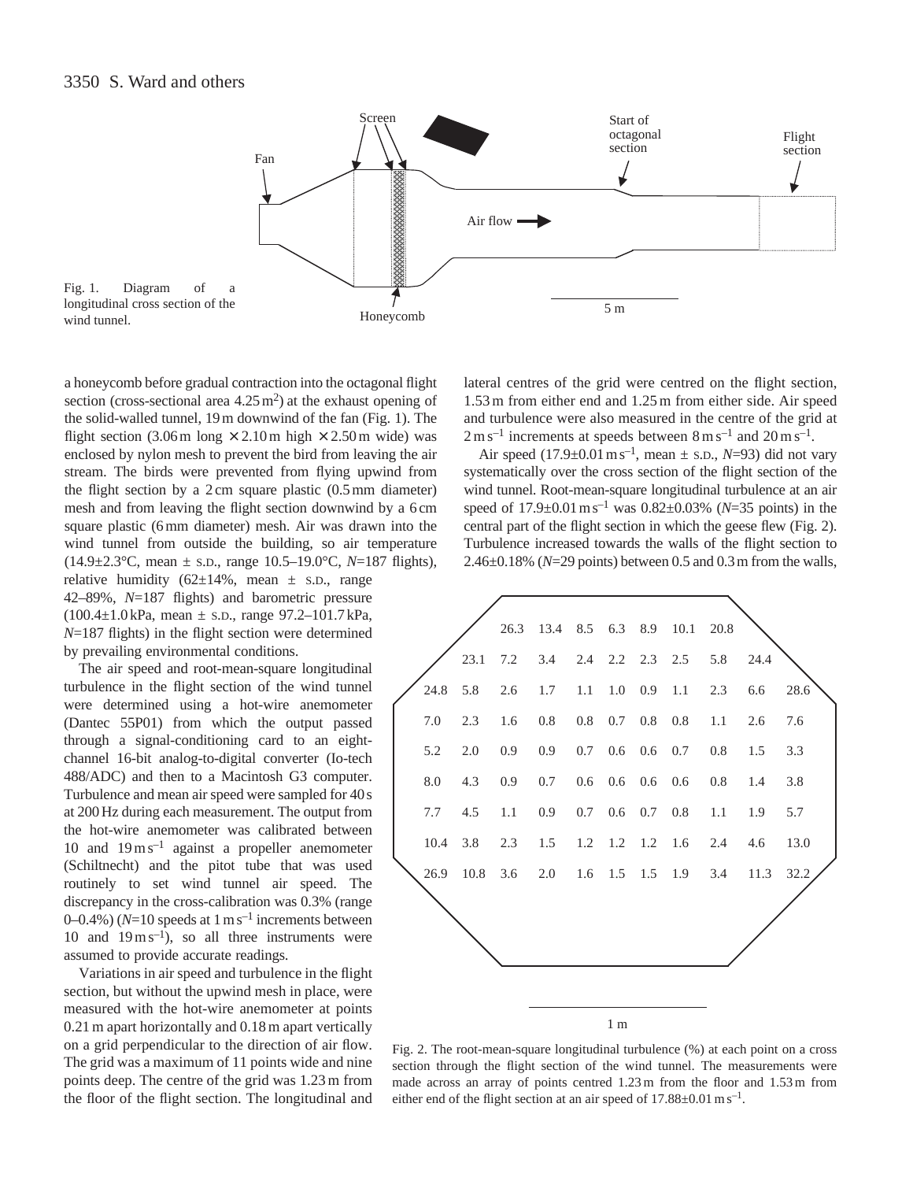Fig. 1. Diagram of a longitudinal cross section of the wind tunnel.

a honeycomb before gradual contraction into the octagonal flight section (cross-sectional area 4.25 $m^2$) at the exhaust opening of the solid-walled tunnel, 19 m downwind of the fan (Fig. 1). The flight section (3.06 m long × 2.10 m high × 2.50 m wide) was enclosed by nylon mesh to prevent the bird from leaving the air stream. The birds were prevented from flying upwind from the flight section by a 2 cm square plastic (0.5 mm diameter) mesh and from leaving the flight section downwind by a 6 cm square plastic (6 mm diameter) mesh. Air was drawn into the wind tunnel from outside the building, so air temperature (14.9±2.3°C, mean ± S.D., range 10.5–19.0°C, *N*=187 flights), relative humidity (62±14%, mean ± S.D., range 42–89%, *N*=187 flights) and barometric pressure (100.4±1.0 kPa, mean ± S.D., range 97.2–101.7 kPa, *N*=187 flights) in the flight section were determined by prevailing environmental conditions.

The air speed and root-mean-square longitudinal turbulence in the flight section of the wind tunnel were determined using a hot-wire anemometer (Dantec 55P01) from which the output passed through a signal-conditioning card to an eight-channel 16-bit analog-to-digital converter (Io-tech 488/ADC) and then to a Macintosh G3 computer. Turbulence and mean air speed were sampled for 40 s at 200 Hz during each measurement. The output from the hot-wire anemometer was calibrated between 10 and 19 m $s^{-1}$ against a propeller anemometer (Schiltnecht) and the pitot tube that was used routinely to set wind tunnel air speed. The discrepancy in the cross-calibration was 0.3% (range 0–0.4%) (*N*=10 speeds at 1 m $s^{-1}$ increments between 10 and 19 m $s^{-1}$), so all three instruments were assumed to provide accurate readings.

Variations in air speed and turbulence in the flight section, but without the upwind mesh in place, were measured with the hot-wire anemometer at points 0.21 m apart horizontally and 0.18 m apart vertically on a grid perpendicular to the direction of air flow. The grid was a maximum of 11 points wide and nine points deep. The centre of the grid was 1.23 m from the floor of the flight section. The longitudinal and lateral centres of the grid were centred on the flight section, 1.53 m from either end and 1.25 m from either side. Air speed and turbulence were also measured in the centre of the grid at 2 m $s^{-1}$ increments at speeds between 8 m $s^{-1}$ and 20 m $s^{-1}$.

Air speed (17.9±0.01 m $s^{-1}$, mean ± S.D., *N*=93) did not vary systematically over the cross section of the flight section of the wind tunnel. Root-mean-square longitudinal turbulence at an air speed of 17.9±0.01 m $s^{-1}$ was 0.82±0.03% (*N*=35 points) in the central part of the flight section in which the geese flew (Fig. 2). Turbulence increased towards the walls of the flight section to 2.46±0.18% (*N*=29 points) between 0.5 and 0.3 m from the walls,

| | | | | | | | | | | |
|---|---|---|---|---|---|---|---|---|---|---|
| | | 26.3 | 13.4 | 8.5 | 6.3 | 8.9 | 10.1 | 20.8 | | |
| | 23.1 | 7.2 | 3.4 | 2.4 | 2.2 | 2.3 | 2.5 | 5.8 | 24.4 | |
| 24.8 | 5.8 | 2.6 | 1.7 | 1.1 | 1.0 | 0.9 | 1.1 | 2.3 | 6.6 | 28.6 |
| 7.0 | 2.3 | 1.6 | 0.8 | 0.8 | 0.7 | 0.8 | 0.8 | 1.1 | 2.6 | 7.6 |
| 5.2 | 2.0 | 0.9 | 0.9 | 0.7 | 0.6 | 0.6 | 0.7 | 0.8 | 1.5 | 3.3 |
| 8.0 | 4.3 | 0.9 | 0.7 | 0.6 | 0.6 | 0.6 | 0.6 | 0.8 | 1.4 | 3.8 |
| 7.7 | 4.5 | 1.1 | 0.9 | 0.7 | 0.6 | 0.7 | 0.8 | 1.1 | 1.9 | 5.7 |
| 10.4 | 3.8 | 2.3 | 1.5 | 1.2 | 1.2 | 1.2 | 1.6 | 2.4 | 4.6 | 13.0 |
| 26.9 | 10.8 | 3.6 | 2.0 | 1.6 | 1.5 | 1.5 | 1.9 | 3.4 | 11.3 | 32.2 |

Fig. 2. The root-mean-square longitudinal turbulence (%) at each point on a cross section through the flight section of the wind tunnel. The measurements were made across an array of points centred 1.23 m from the floor and 1.53 m from either end of the flight section at an air speed of 17.88±0.01 m $s^{-1}$.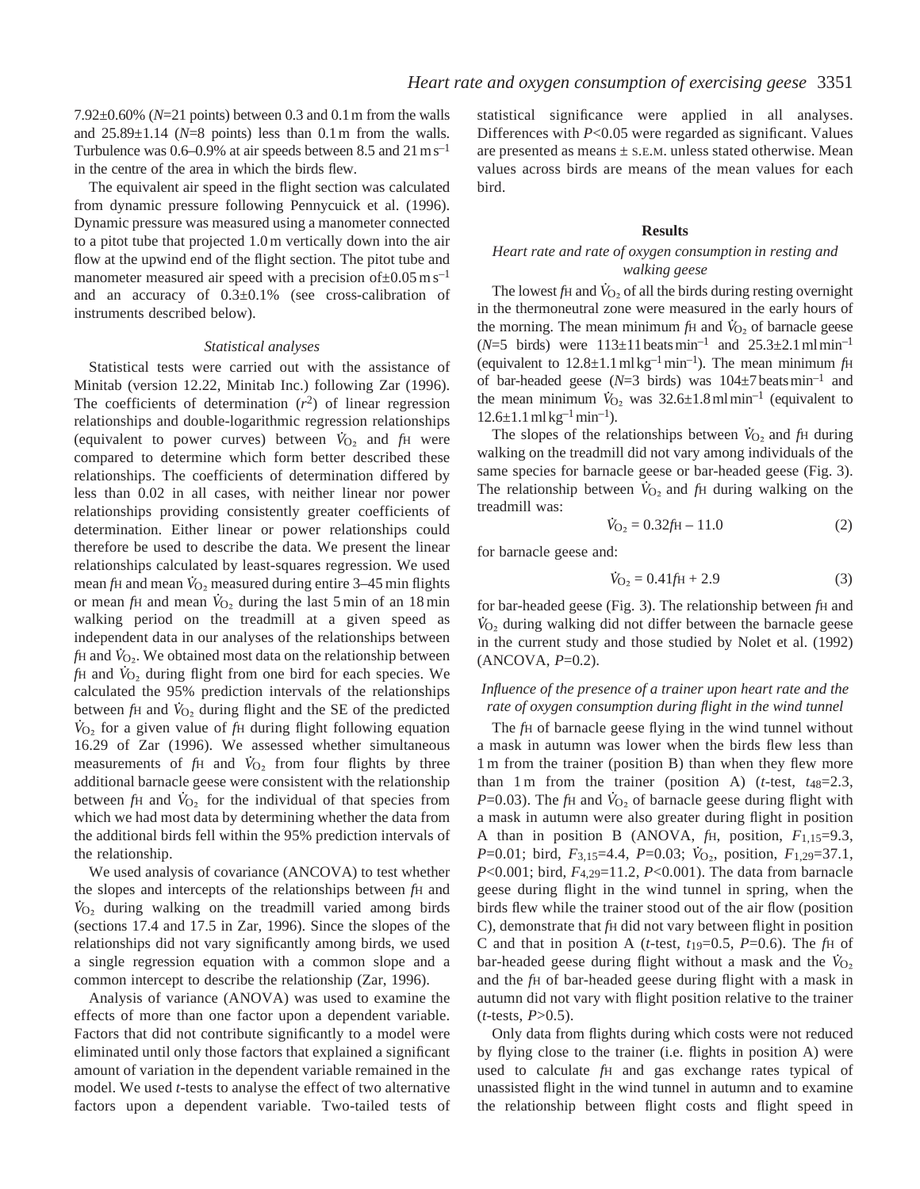7.92±0.60% ($N$=21 points) between 0.3 and 0.1 m from the walls and 25.89±1.14 ($N$=8 points) less than 0.1 m from the walls. Turbulence was 0.6–0.9% at air speeds between 8.5 and 21 m s$^{-1}$ in the centre of the area in which the birds flew.

The equivalent air speed in the flight section was calculated from dynamic pressure following Pennycuick et al. (1996). Dynamic pressure was measured using a manometer connected to a pitot tube that projected 1.0 m vertically down into the air flow at the upwind end of the flight section. The pitot tube and manometer measured air speed with a precision of±0.05 m s$^{-1}$ and an accuracy of 0.3±0.1% (see cross-calibration of instruments described below).

### *Statistical analyses*

Statistical tests were carried out with the assistance of Minitab (version 12.22, Minitab Inc.) following Zar (1996). The coefficients of determination ($r^2$) of linear regression relationships and double-logarithmic regression relationships (equivalent to power curves) between $\dot{V}_{O_2}$ and $f_H$ were compared to determine which form better described these relationships. The coefficients of determination differed by less than 0.02 in all cases, with neither linear nor power relationships providing consistently greater coefficients of determination. Either linear or power relationships could therefore be used to describe the data. We present the linear relationships calculated by least-squares regression. We used mean $f_H$ and mean $\dot{V}_{O_2}$ measured during entire 3–45 min flights or mean $f_H$ and mean $\dot{V}_{O_2}$ during the last 5 min of an 18 min walking period on the treadmill at a given speed as independent data in our analyses of the relationships between $f_H$ and $\dot{V}_{O_2}$. We obtained most data on the relationship between $f_H$ and $\dot{V}_{O_2}$ during flight from one bird for each species. We calculated the 95% prediction intervals of the relationships between $f_H$ and $\dot{V}_{O_2}$ during flight and the SE of the predicted $\dot{V}_{O_2}$ for a given value of $f_H$ during flight following equation 16.29 of Zar (1996). We assessed whether simultaneous measurements of $f_H$ and $\dot{V}_{O_2}$ from four flights by three additional barnacle geese were consistent with the relationship between $f_H$ and $\dot{V}_{O_2}$ for the individual of that species from which we had most data by determining whether the data from the additional birds fell within the 95% prediction intervals of the relationship.

We used analysis of covariance (ANCOVA) to test whether the slopes and intercepts of the relationships between $f_H$ and $\dot{V}_{O_2}$ during walking on the treadmill varied among birds (sections 17.4 and 17.5 in Zar, 1996). Since the slopes of the relationships did not vary significantly among birds, we used a single regression equation with a common slope and a common intercept to describe the relationship (Zar, 1996).

Analysis of variance (ANOVA) was used to examine the effects of more than one factor upon a dependent variable. Factors that did not contribute significantly to a model were eliminated until only those factors that explained a significant amount of variation in the dependent variable remained in the model. We used $t$-tests to analyse the effect of two alternative factors upon a dependent variable. Two-tailed tests of statistical significance were applied in all analyses. Differences with $P$<0.05 were regarded as significant. Values are presented as means ± S.E.M. unless stated otherwise. Mean values across birds are means of the mean values for each bird.

## Results

### *Heart rate and rate of oxygen consumption in resting and walking geese*

The lowest $f_H$ and $\dot{V}_{O_2}$ of all the birds during resting overnight in the thermoneutral zone were measured in the early hours of the morning. The mean minimum $f_H$ and $\dot{V}_{O_2}$ of barnacle geese ($N$=5 birds) were 113±11 beats min$^{-1}$ and 25.3±2.1 ml min$^{-1}$ (equivalent to 12.8±1.1 ml kg$^{-1}$ min$^{-1}$). The mean minimum $f_H$ of bar-headed geese ($N$=3 birds) was 104±7 beats min$^{-1}$ and the mean minimum $\dot{V}_{O_2}$ was 32.6±1.8 ml min$^{-1}$ (equivalent to 12.6±1.1 ml kg$^{-1}$ min$^{-1}$).

The slopes of the relationships between $\dot{V}_{O_2}$ and $f_H$ during walking on the treadmill did not vary among individuals of the same species for barnacle geese or bar-headed geese (Fig. 3). The relationship between $\dot{V}_{O_2}$ and $f_H$ during walking on the treadmill was:

$$\dot{V}_{O_2} = 0.32f_H - 11.0 \quad (2)$$

for barnacle geese and:

$$\dot{V}_{O_2} = 0.41f_H + 2.9 \quad (3)$$

for bar-headed geese (Fig. 3). The relationship between $f_H$ and $\dot{V}_{O_2}$ during walking did not differ between the barnacle geese in the current study and those studied by Nolet et al. (1992) (ANCOVA, $P$=0.2).

### *Influence of the presence of a trainer upon heart rate and the rate of oxygen consumption during flight in the wind tunnel*

The $f_H$ of barnacle geese flying in the wind tunnel without a mask in autumn was lower when the birds flew less than 1 m from the trainer (position B) than when they flew more than 1 m from the trainer (position A) ($t$-test, $t_{48}$=2.3, $P$=0.03). The $f_H$ and $\dot{V}_{O_2}$ of barnacle geese during flight with a mask in autumn were also greater during flight in position A than in position B (ANOVA, $f_H$, position, $F_{1,15}$=9.3, $P$=0.01; bird, $F_{3,15}$=4.4, $P$=0.03; $\dot{V}_{O_2}$, position, $F_{1,29}$=37.1, $P$<0.001; bird, $F_{4,29}$=11.2, $P$<0.001). The data from barnacle geese during flight in the wind tunnel in spring, when the birds flew while the trainer stood out of the air flow (position C), demonstrate that $f_H$ did not vary between flight in position C and that in position A ($t$-test, $t_{19}$=0.5, $P$=0.6). The $f_H$ of bar-headed geese during flight without a mask and the $\dot{V}_{O_2}$ and the $f_H$ of bar-headed geese during flight with a mask in autumn did not vary with flight position relative to the trainer ($t$-tests, $P$>0.5).

Only data from flights during which costs were not reduced by flying close to the trainer (i.e. flights in position A) were used to calculate $f_H$ and gas exchange rates typical of unassisted flight in the wind tunnel in autumn and to examine the relationship between flight costs and flight speed in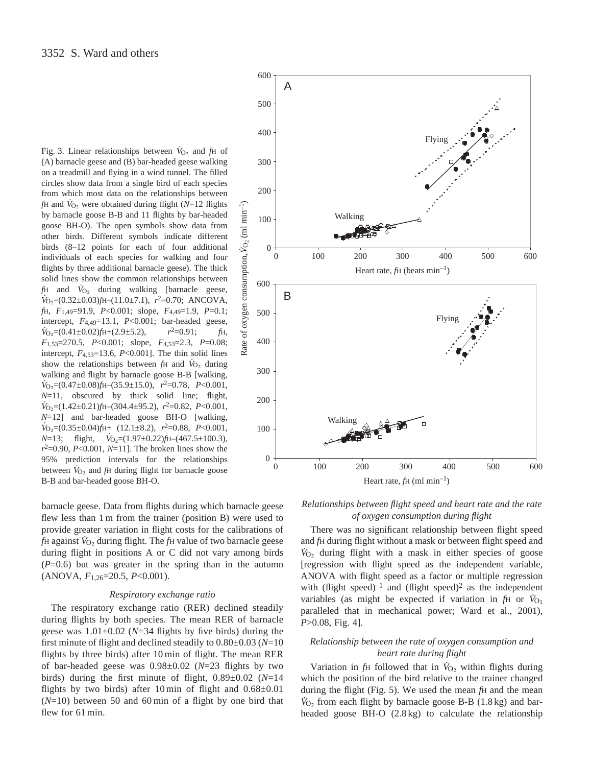Fig. 3. Linear relationships between $\dot{V}_{O_2}$ and $f_H$ of (A) barnacle geese and (B) bar-headed geese walking on a treadmill and flying in a wind tunnel. The filled circles show data from a single bird of each species from which most data on the relationships between $f_H$ and $\dot{V}_{O_2}$ were obtained during flight ($N$=12 flights by barnacle goose B-B and 11 flights by bar-headed goose BH-O). The open symbols show data from other birds. Different symbols indicate different birds (8–12 points for each of four additional individuals of each species for walking and four flights by three additional barnacle geese). The thick solid lines show the common relationships between $f_H$ and $\dot{V}_{O_2}$ during walking [barnacle geese, $\dot{V}_{O_2}=(0.32\pm0.03)f_H-(11.0\pm7.1)$, $r^2$=0.70; ANCOVA, $f_H$, $F_{1,49}$=91.9, $P$<0.001; slope, $F_{4,49}$=1.9, $P$=0.1; intercept, $F_{4,49}$=13.1, $P$<0.001; bar-headed geese, $\dot{V}_{O_2}=(0.41\pm0.02)f_H+(2.9\pm5.2)$, $r^2$=0.91; $f_H$, $F_{1,53}$=270.5, $P$<0.001; slope, $F_{4,53}$=2.3, $P$=0.08; intercept, $F_{4,53}$=13.6, $P$<0.001]. The thin solid lines show the relationships between $f_H$ and $\dot{V}_{O_2}$ during walking and flight by barnacle goose B-B [walking, $\dot{V}_{O_2}=(0.47\pm0.08)f_H-(35.9\pm15.0)$, $r^2$=0.78, $P$<0.001, $N$=11, obscured by thick solid line; flight, $\dot{V}_{O_2}=(1.42\pm0.21)f_H-(304.4\pm95.2)$, $r^2$=0.82, $P$<0.001, $N$=12] and bar-headed goose BH-O [walking, $\dot{V}_{O_2}=(0.35\pm0.04)f_H+(12.1\pm8.2)$, $r^2$=0.88, $P$<0.001, $N$=13; flight, $\dot{V}_{O_2}=(1.97\pm0.22)f_H-(467.5\pm100.3)$, $r^2$=0.90, $P$<0.001, $N$=11]. The broken lines show the 95% prediction intervals for the relationships between $\dot{V}_{O_2}$ and $f_H$ during flight for barnacle goose B-B and bar-headed goose BH-O.

barnacle geese. Data from flights during which barnacle geese flew less than 1 m from the trainer (position B) were used to provide greater variation in flight costs for the calibrations of $f_H$ against $\dot{V}_{O_2}$ during flight. The $f_H$ value of two barnacle geese during flight in positions A or C did not vary among birds ($P$=0.6) but was greater in the spring than in the autumn (ANOVA, $F_{1,26}$=20.5, $P$<0.001).

### *Respiratory exchange ratio*

The respiratory exchange ratio (RER) declined steadily during flights by both species. The mean RER of barnacle geese was 1.01±0.02 ($N$=34 flights by five birds) during the first minute of flight and declined steadily to 0.80±0.03 ($N$=10 flights by three birds) after 10 min of flight. The mean RER of bar-headed geese was 0.98±0.02 ($N$=23 flights by two birds) during the first minute of flight, 0.89±0.02 ($N$=14 flights by two birds) after 10 min of flight and 0.68±0.01 ($N$=10) between 50 and 60 min of a flight by one bird that flew for 61 min.

### *Relationships between flight speed and heart rate and the rate of oxygen consumption during flight*

There was no significant relationship between flight speed and $f_H$ during flight without a mask or between flight speed and $\dot{V}_{O_2}$ during flight with a mask in either species of goose [regression with flight speed as the independent variable, ANOVA with flight speed as a factor or multiple regression with (flight speed)$^{-1}$ and (flight speed)$^2$ as the independent variables (as might be expected if variation in $f_H$ or $\dot{V}_{O_2}$ paralleled that in mechanical power; Ward et al., 2001), $P$>0.08, Fig. 4].

### *Relationship between the rate of oxygen consumption and heart rate during flight*

Variation in $f_H$ followed that in $\dot{V}_{O_2}$ within flights during which the position of the bird relative to the trainer changed during the flight (Fig. 5). We used the mean $f_H$ and the mean $\dot{V}_{O_2}$ from each flight by barnacle goose B-B (1.8 kg) and bar-headed goose BH-O (2.8 kg) to calculate the relationship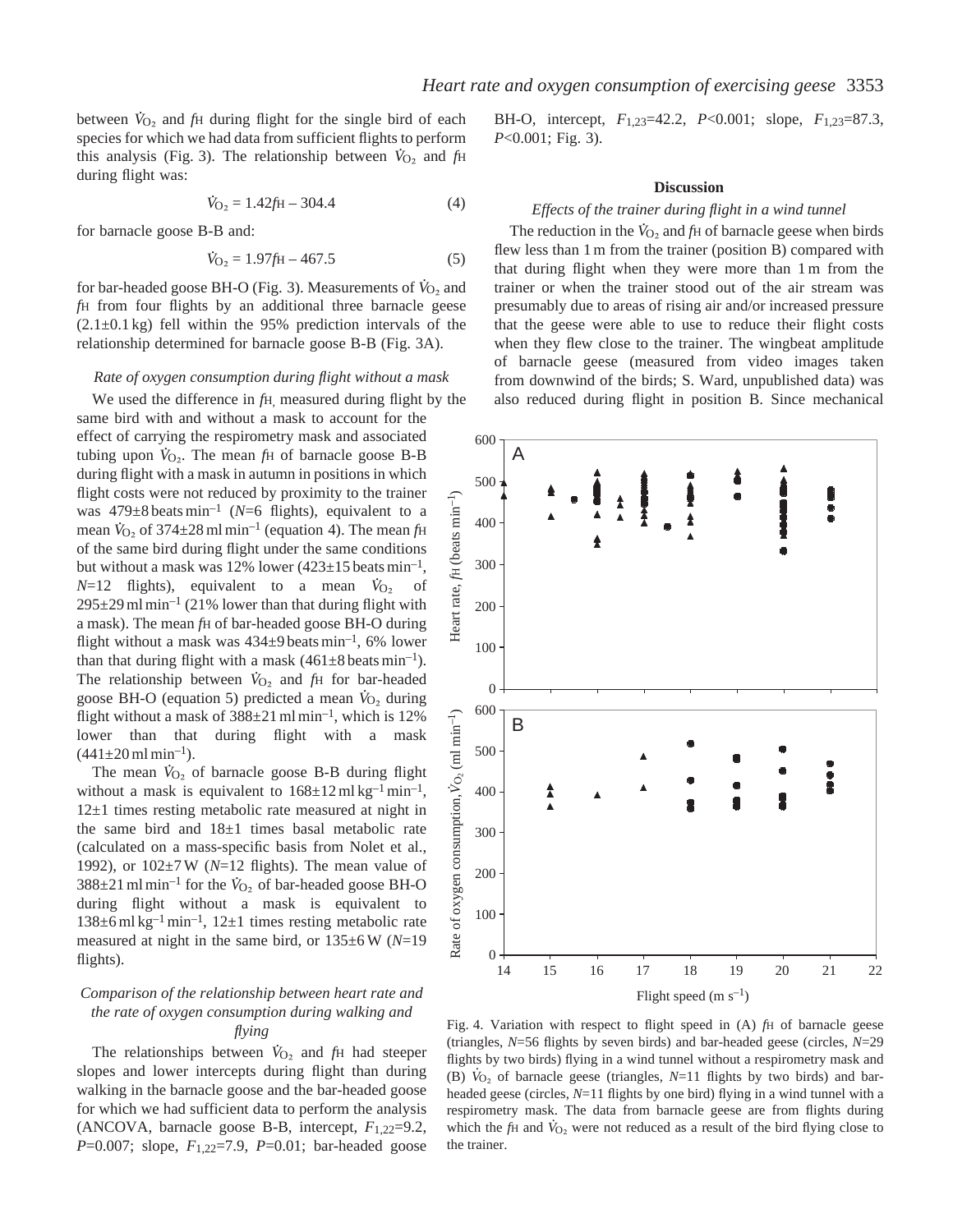between $\dot{V}_{O_2}$ and $f_H$ during flight for the single bird of each species for which we had data from sufficient flights to perform this analysis (Fig. 3). The relationship between $\dot{V}_{O_2}$ and $f_H$ during flight was:

$$\dot{V}_{O_2} = 1.42f_H - 304.4 \quad (4)$$

for barnacle goose B-B and:

$$\dot{V}_{O_2} = 1.97f_H - 467.5 \quad (5)$$

for bar-headed goose BH-O (Fig. 3). Measurements of $\dot{V}_{O_2}$ and $f_H$ from four flights by an additional three barnacle geese (2.1±0.1 kg) fell within the 95% prediction intervals of the relationship determined for barnacle goose B-B (Fig. 3A).

### *Rate of oxygen consumption during flight without a mask*

We used the difference in $f_H$ measured during flight by the same bird with and without a mask to account for the effect of carrying the respirometry mask and associated tubing upon $\dot{V}_{O_2}$. The mean $f_H$ of barnacle goose B-B during flight with a mask in autumn in positions in which flight costs were not reduced by proximity to the trainer was 479±8 beats $min^{-1}$ ($N$=6 flights), equivalent to a mean $\dot{V}_{O_2}$ of 374±28 ml $min^{-1}$ (equation 4). The mean $f_H$ of the same bird during flight under the same conditions but without a mask was 12% lower (423±15 beats $min^{-1}$, $N$=12 flights), equivalent to a mean $\dot{V}_{O_2}$ of 295±29 ml $min^{-1}$ (21% lower than that during flight with a mask). The mean $f_H$ of bar-headed goose BH-O during flight without a mask was 434±9 beats $min^{-1}$, 6% lower than that during flight with a mask (461±8 beats $min^{-1}$). The relationship between $\dot{V}_{O_2}$ and $f_H$ for bar-headed goose BH-O (equation 5) predicted a mean $\dot{V}_{O_2}$ during flight without a mask of 388±21 ml $min^{-1}$, which is 12% lower than that during flight with a mask (441±20 ml $min^{-1}$).

The mean $\dot{V}_{O_2}$ of barnacle goose B-B during flight without a mask is equivalent to 168±12 ml $kg^{-1}$ $min^{-1}$, 12±1 times resting metabolic rate measured at night in the same bird and 18±1 times basal metabolic rate (calculated on a mass-specific basis from Nolet et al., 1992), or 102±7 W ($N$=12 flights). The mean value of 388±21 ml $min^{-1}$ for the $\dot{V}_{O_2}$ of bar-headed goose BH-O during flight without a mask is equivalent to 138±6 ml $kg^{-1}$ $min^{-1}$, 12±1 times resting metabolic rate measured at night in the same bird, or 135±6 W ($N$=19 flights).

### *Comparison of the relationship between heart rate and the rate of oxygen consumption during walking and flying*

The relationships between $\dot{V}_{O_2}$ and $f_H$ had steeper slopes and lower intercepts during flight than during walking in the barnacle goose and the bar-headed goose for which we had sufficient data to perform the analysis (ANCOVA, barnacle goose B-B, intercept, $F_{1,22}$=9.2, $P$=0.007; slope, $F_{1,22}$=7.9, $P$=0.01; bar-headed goose BH-O, intercept, $F_{1,23}$=42.2, $P$<0.001; slope, $F_{1,23}$=87.3, $P$<0.001; Fig. 3).

## Discussion

### *Effects of the trainer during flight in a wind tunnel*

The reduction in the $\dot{V}_{O_2}$ and $f_H$ of barnacle geese when birds flew less than 1 m from the trainer (position B) compared with that during flight when they were more than 1 m from the trainer or when the trainer stood out of the air stream was presumably due to areas of rising air and/or increased pressure that the geese were able to use to reduce their flight costs when they flew close to the trainer. The wingbeat amplitude of barnacle geese (measured from video images taken from downwind of the birds; S. Ward, unpublished data) was also reduced during flight in position B. Since mechanical

Fig. 4. Variation with respect to flight speed in (A) $f_H$ of barnacle geese (triangles, $N$=56 flights by seven birds) and bar-headed geese (circles, $N$=29 flights by two birds) flying in a wind tunnel without a respirometry mask and (B) $\dot{V}_{O_2}$ of barnacle geese (triangles, $N$=11 flights by two birds) and bar-headed geese (circles, $N$=11 flights by one bird) flying in a wind tunnel with a respirometry mask. The data from barnacle geese are from flights during which the $f_H$ and $\dot{V}_{O_2}$ were not reduced as a result of the bird flying close to the trainer.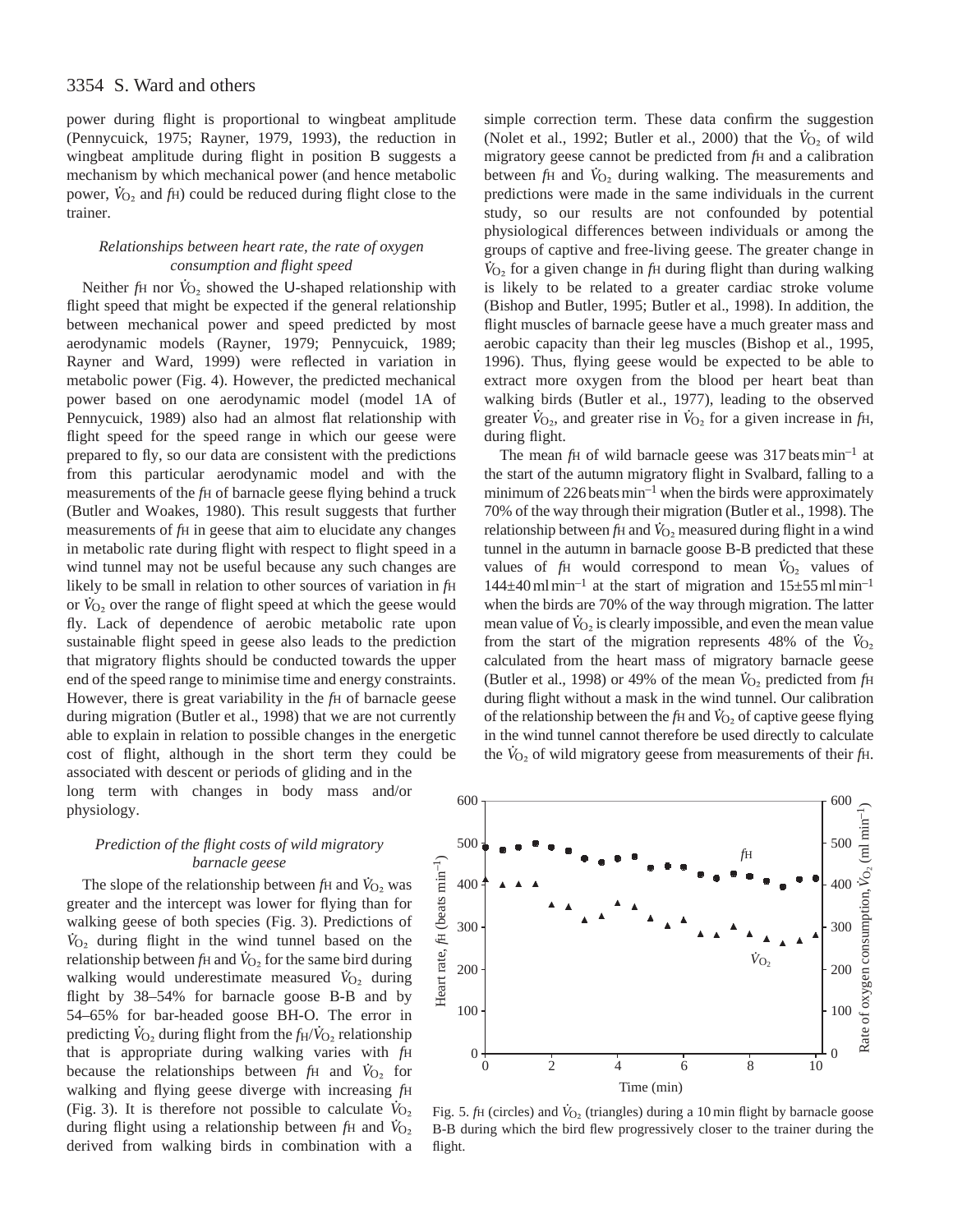power during flight is proportional to wingbeat amplitude (Pennycuick, 1975; Rayner, 1979, 1993), the reduction in wingbeat amplitude during flight in position B suggests a mechanism by which mechanical power (and hence metabolic power, $\dot{V}_{O_2}$ and $f_H$) could be reduced during flight close to the trainer.

### *Relationships between heart rate, the rate of oxygen consumption and flight speed*

Neither $f_H$ nor $\dot{V}_{O_2}$ showed the U-shaped relationship with flight speed that might be expected if the general relationship between mechanical power and speed predicted by most aerodynamic models (Rayner, 1979; Pennycuick, 1989; Rayner and Ward, 1999) were reflected in variation in metabolic power (Fig. 4). However, the predicted mechanical power based on one aerodynamic model (model 1A of Pennycuick, 1989) also had an almost flat relationship with flight speed for the speed range in which our geese were prepared to fly, so our data are consistent with the predictions from this particular aerodynamic model and with the measurements of the $f_H$ of barnacle geese flying behind a truck (Butler and Woakes, 1980). This result suggests that further measurements of $f_H$ in geese that aim to elucidate any changes in metabolic rate during flight with respect to flight speed in a wind tunnel may not be useful because any such changes are likely to be small in relation to other sources of variation in $f_H$ or $\dot{V}_{O_2}$ over the range of flight speed at which the geese would fly. Lack of dependence of aerobic metabolic rate upon sustainable flight speed in geese also leads to the prediction that migratory flights should be conducted towards the upper end of the speed range to minimise time and energy constraints. However, there is great variability in the $f_H$ of barnacle geese during migration (Butler et al., 1998) that we are not currently able to explain in relation to possible changes in the energetic cost of flight, although in the short term they could be associated with descent or periods of gliding and in the long term with changes in body mass and/or physiology.

### *Prediction of the flight costs of wild migratory barnacle geese*

The slope of the relationship between $f_H$ and $\dot{V}_{O_2}$ was greater and the intercept was lower for flying than for walking geese of both species (Fig. 3). Predictions of $\dot{V}_{O_2}$ during flight in the wind tunnel based on the relationship between $f_H$ and $\dot{V}_{O_2}$ for the same bird during walking would underestimate measured $\dot{V}_{O_2}$ during flight by 38–54% for barnacle goose B-B and by 54–65% for bar-headed goose BH-O. The error in predicting $\dot{V}_{O_2}$ during flight from the $f_H/\dot{V}_{O_2}$ relationship that is appropriate during walking varies with $f_H$ because the relationships between $f_H$ and $\dot{V}_{O_2}$ for walking and flying geese diverge with increasing $f_H$ (Fig. 3). It is therefore not possible to calculate $\dot{V}_{O_2}$ during flight using a relationship between $f_H$ and $\dot{V}_{O_2}$ derived from walking birds in combination with a simple correction term. These data confirm the suggestion (Nolet et al., 1992; Butler et al., 2000) that the $\dot{V}_{O_2}$ of wild migratory geese cannot be predicted from $f_H$ and a calibration between $f_H$ and $\dot{V}_{O_2}$ during walking. The measurements and predictions were made in the same individuals in the current study, so our results are not confounded by potential physiological differences between individuals or among the groups of captive and free-living geese. The greater change in $\dot{V}_{O_2}$ for a given change in $f_H$ during flight than during walking is likely to be related to a greater cardiac stroke volume (Bishop and Butler, 1995; Butler et al., 1998). In addition, the flight muscles of barnacle geese have a much greater mass and aerobic capacity than their leg muscles (Bishop et al., 1995, 1996). Thus, flying geese would be expected to be able to extract more oxygen from the blood per heart beat than walking birds (Butler et al., 1977), leading to the observed greater $\dot{V}_{O_2}$, and greater rise in $\dot{V}_{O_2}$ for a given increase in $f_H$, during flight.

The mean $f_H$ of wild barnacle geese was 317 beats min$^{-1}$ at the start of the autumn migratory flight in Svalbard, falling to a minimum of 226 beats min$^{-1}$ when the birds were approximately 70% of the way through their migration (Butler et al., 1998). The relationship between $f_H$ and $\dot{V}_{O_2}$ measured during flight in a wind tunnel in the autumn in barnacle goose B-B predicted that these values of $f_H$ would correspond to mean $\dot{V}_{O_2}$ values of 144±40 ml min$^{-1}$ at the start of migration and 15±55 ml min$^{-1}$ when the birds are 70% of the way through migration. The latter mean value of $\dot{V}_{O_2}$ is clearly impossible, and even the mean value from the start of the migration represents 48% of the $\dot{V}_{O_2}$ calculated from the heart mass of migratory barnacle geese (Butler et al., 1998) or 49% of the mean $\dot{V}_{O_2}$ predicted from $f_H$ during flight without a mask in the wind tunnel. Our calibration of the relationship between the $f_H$ and $\dot{V}_{O_2}$ of captive geese flying in the wind tunnel cannot therefore be used directly to calculate the $\dot{V}_{O_2}$ of wild migratory geese from measurements of their $f_H$.

Fig. 5. $f_H$ (circles) and $\dot{V}_{O_2}$ (triangles) during a 10 min flight by barnacle goose B-B during which the bird flew progressively closer to the trainer during the flight.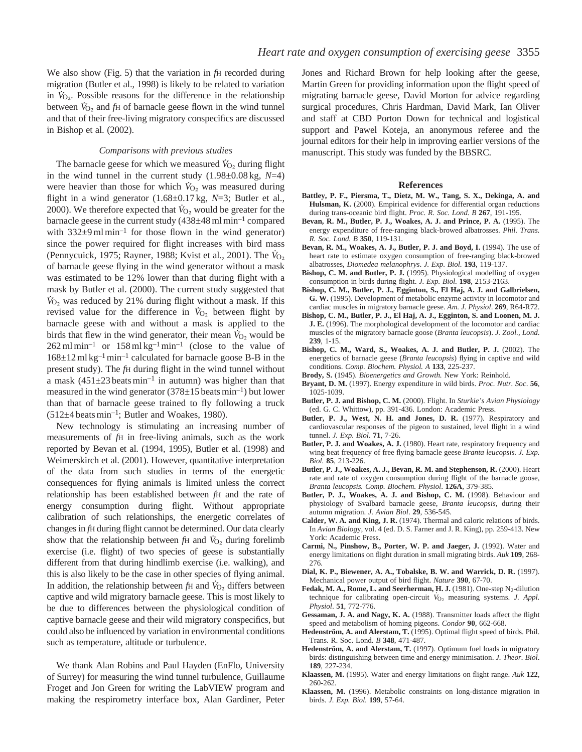We also show (Fig. 5) that the variation in $f_H$ recorded during migration (Butler et al., 1998) is likely to be related to variation in $\dot{V}_{O_2}$. Possible reasons for the difference in the relationship between $\dot{V}_{O_2}$ and $f_H$ of barnacle geese flown in the wind tunnel and that of their free-living migratory conspecifics are discussed in Bishop et al. (2002).

### *Comparisons with previous studies*

The barnacle geese for which we measured $\dot{V}_{O_2}$ during flight in the wind tunnel in the current study (1.98±0.08 kg, $N$=4) were heavier than those for which $\dot{V}_{O_2}$ was measured during flight in a wind generator (1.68±0.17 kg, $N$=3; Butler et al., 2000). We therefore expected that $\dot{V}_{O_2}$ would be greater for the barnacle geese in the current study (438±48 ml min$^{-1}$ compared with 332±9 ml min$^{-1}$ for those flown in the wind generator) since the power required for flight increases with bird mass (Pennycuick, 1975; Rayner, 1988; Kvist et al., 2001). The $\dot{V}_{O_2}$ of barnacle geese flying in the wind generator without a mask was estimated to be 12% lower than that during flight with a mask by Butler et al. (2000). The current study suggested that $\dot{V}_{O_2}$ was reduced by 21% during flight without a mask. If this revised value for the difference in $\dot{V}_{O_2}$ between flight by barnacle geese with and without a mask is applied to the birds that flew in the wind generator, their mean $\dot{V}_{O_2}$ would be 262 ml min$^{-1}$ or 158 ml kg$^{-1}$ min$^{-1}$ (close to the value of 168±12 ml kg$^{-1}$ min$^{-1}$ calculated for barnacle goose B-B in the present study). The $f_H$ during flight in the wind tunnel without a mask (451±23 beats min$^{-1}$ in autumn) was higher than that measured in the wind generator (378±15 beats min$^{-1}$) but lower than that of barnacle geese trained to fly following a truck (512±4 beats min$^{-1}$; Butler and Woakes, 1980).

New technology is stimulating an increasing number of measurements of $f_H$ in free-living animals, such as the work reported by Bevan et al. (1994, 1995), Butler et al. (1998) and Weimerskirch et al. (2001). However, quantitative interpretation of the data from such studies in terms of the energetic consequences for flying animals is limited unless the correct relationship has been established between $f_H$ and the rate of energy consumption during flight. Without appropriate calibration of such relationships, the energetic correlates of changes in $f_H$ during flight cannot be determined. Our data clearly show that the relationship between $f_H$ and $\dot{V}_{O_2}$ during forelimb exercise (i.e. flight) of two species of geese is substantially different from that during hindlimb exercise (i.e. walking), and this is also likely to be the case in other species of flying animal. In addition, the relationship between $f_H$ and $\dot{V}_{O_2}$ differs between captive and wild migratory barnacle geese. This is most likely to be due to differences between the physiological condition of captive barnacle geese and their wild migratory conspecifics, but could also be influenced by variation in environmental conditions such as temperature, altitude or turbulence.

We thank Alan Robins and Paul Hayden (EnFlo, University of Surrey) for measuring the wind tunnel turbulence, Guillaume Froget and Jon Green for writing the LabVIEW program and making the respirometry interface box, Alan Gardiner, Peter Jones and Richard Brown for help looking after the geese, Martin Green for providing information upon the flight speed of migrating barnacle geese, David Morton for advice regarding surgical procedures, Chris Hardman, David Mark, Ian Oliver and staff at CBD Porton Down for technical and logistical support and Pawel Koteja, an anonymous referee and the journal editors for their help in improving earlier versions of the manuscript. This study was funded by the BBSRC.

## References

**Battley, P. F., Piersma, T., Dietz, M. W., Tang, S. X., Dekinga, A. and Hulsman, K.** (2000). Empirical evidence for differential organ reductions during trans-oceanic bird flight. *Proc. R. Soc. Lond. B* **267**, 191-195.

**Bevan, R. M., Butler, P. J., Woakes, A. J. and Prince, P. A.** (1995). The energy expenditure of free-ranging black-browed albatrosses. *Phil. Trans. R. Soc. Lond. B* **350**, 119-131.

**Bevan, R. M., Woakes, A. J., Butler, P. J. and Boyd, I.** (1994). The use of heart rate to estimate oxygen consumption of free-ranging black-browed albatrosses, *Diomedea melanophrys*. *J. Exp. Biol.* **193**, 119-137.

**Bishop, C. M. and Butler, P. J.** (1995). Physiological modelling of oxygen consumption in birds during flight. *J. Exp. Biol.* **198**, 2153-2163.

**Bishop, C. M., Butler, P. J., Egginton, S., El Haj, A. J. and Galbrielsen, G. W.** (1995). Development of metabolic enzyme activity in locomotor and cardiac muscles in migratory barnacle geese. *Am. J. Physiol*. **269**, R64-R72.

**Bishop, C. M., Butler, P. J., El Haj, A. J., Egginton, S. and Loonen, M. J. J. E.** (1996). The morphological development of the locomotor and cardiac muscles of the migratory barnacle goose (*Branta leucopsis*). *J. Zool., Lond*. **239**, 1-15.

**Bishop, C. M., Ward, S., Woakes, A. J. and Butler, P. J.** (2002). The energetics of barnacle geese (*Branta leucopsis*) flying in captive and wild conditions. *Comp. Biochem. Physiol. A* **133**, 225-237.

**Brody, S.** (1945). *Bioenergetics and Growth.* New York: Reinhold.

**Bryant, D. M.** (1997). Energy expenditure in wild birds. *Proc. Nutr. Soc*. **56**, 1025-1039.

**Butler, P. J. and Bishop, C. M.** (2000). Flight. In *Sturkie's Avian Physiology* (ed. G. C. Whittow), pp. 391-436. London: Academic Press.

**Butler, P. J., West, N. H. and Jones, D. R.** (1977). Respiratory and cardiovascular responses of the pigeon to sustained, level flight in a wind tunnel. *J. Exp. Biol.* **71**, 7-26.

**Butler, P. J. and Woakes, A. J.** (1980). Heart rate, respiratory frequency and wing beat frequency of free flying barnacle geese *Branta leucopsis. J. Exp. Biol.* **85**, 213-226.

**Butler, P. J., Woakes, A. J., Bevan, R. M. and Stephenson, R.** (2000). Heart rate and rate of oxygen consumption during flight of the barnacle goose, *Branta leucopsis. Comp. Biochem. Physiol*. **126A**, 379-385.

**Butler, P. J., Woakes, A. J. and Bishop, C. M.** (1998). Behaviour and physiology of Svalbard barnacle geese, *Branta leucopsis*, during their autumn migration. *J. Avian Biol*. **29**, 536-545.

**Calder, W. A. and King, J. R.** (1974). Thermal and caloric relations of birds. In *Avian Biology*, vol. 4 (ed. D. S. Farner and J. R. King), pp. 259-413. New York: Academic Press.

**Carmi, N., Pinshow, B., Porter, W. P. and Jaeger, J.** (1992). Water and energy limitations on flight duration in small migrating birds. *Auk* **109**, 268-276.

**Dial, K. P., Biewener, A. A., Tobalske, B. W. and Warrick, D. R.** (1997). Mechanical power output of bird flight. *Nature* **390**, 67-70.

**Fedak, M. A., Rome, L. and Seerherman, H. J.** (1981). One-step $N_2$-dilution technique for calibrating open-circuit $\dot{V}_{O_2}$ measuring systems. *J. Appl. Physiol*. **51**, 772-776.

**Gessaman, J. A. and Nagy, K. A.** (1988). Transmitter loads affect the flight speed and metabolism of homing pigeons. *Condor* **90**, 662-668.

**Hedenström, A. and Alerstam, T.** (1995). Optimal flight speed of birds. Phil. Trans. R. Soc. Lond. *B* **348**, 471-487.

**Hedenström, A. and Alerstam, T.** (1997). Optimum fuel loads in migratory birds: distinguishing between time and energy minimisation. *J. Theor. Biol*. **189**, 227-234.

**Klaassen, M.** (1995). Water and energy limitations on flight range. *Auk* **122**, 260-262.

**Klaassen, M.** (1996). Metabolic constraints on long-distance migration in birds. *J. Exp. Biol.* **199**, 57-64.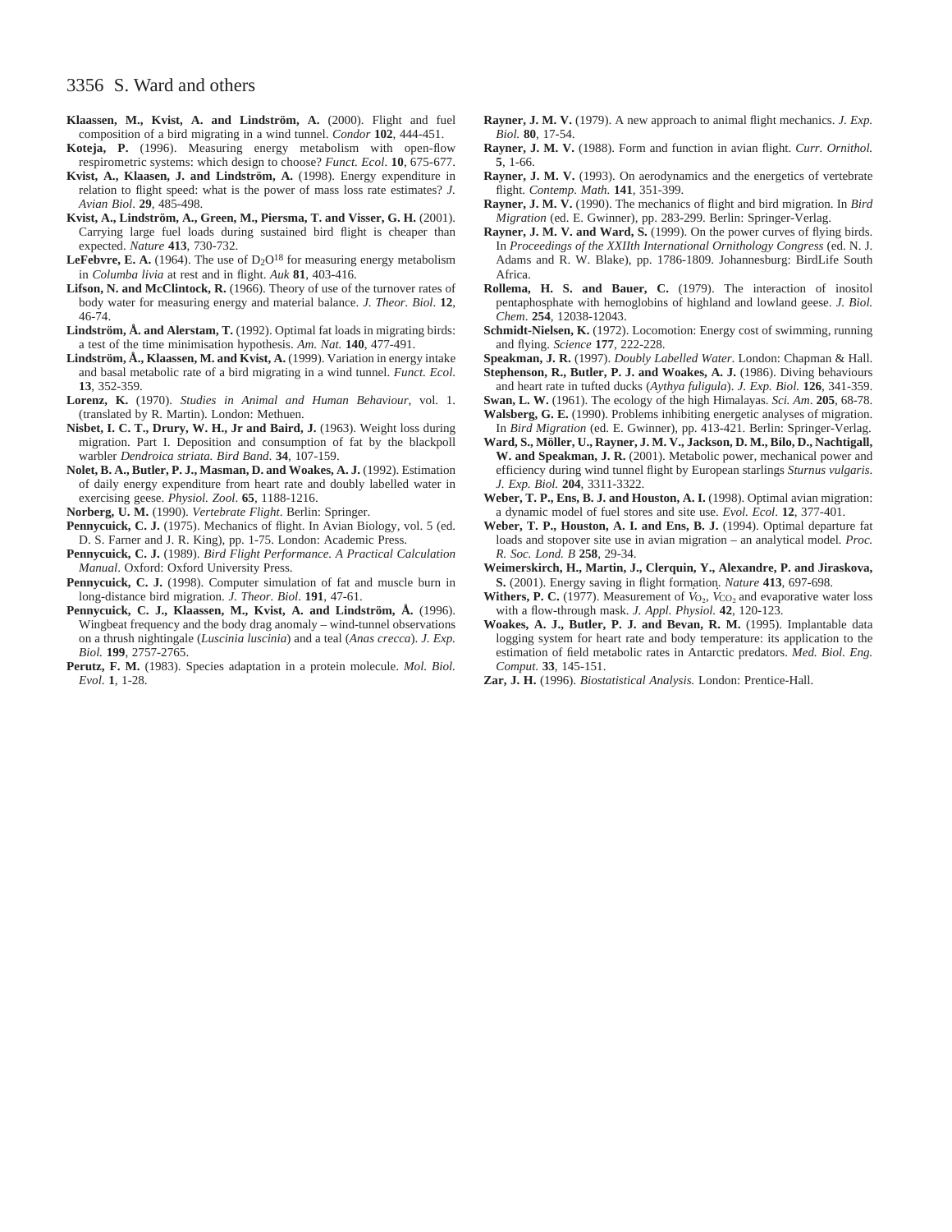**Klaassen, M., Kvist, A. and Lindström, A.** (2000). Flight and fuel composition of a bird migrating in a wind tunnel. *Condor* **102**, 444-451.

**Koteja, P.** (1996). Measuring energy metabolism with open-flow respirometric systems: which design to choose? *Funct. Ecol*. **10**, 675-677.

**Kvist, A., Klaasen, J. and Lindström, A.** (1998). Energy expenditure in relation to flight speed: what is the power of mass loss rate estimates? *J. Avian Biol*. **29**, 485-498.

**Kvist, A., Lindström, A., Green, M., Piersma, T. and Visser, G. H.** (2001). Carrying large fuel loads during sustained bird flight is cheaper than expected. *Nature* **413**, 730-732.

**LeFebvre, E. A.** (1964). The use of $D_2O^{18}$ for measuring energy metabolism in *Columba livia* at rest and in flight. *Auk* **81**, 403-416.

**Lifson, N. and McClintock, R.** (1966). Theory of use of the turnover rates of body water for measuring energy and material balance. *J. Theor. Biol*. **12**, 46-74.

**Lindström, Å. and Alerstam, T.** (1992). Optimal fat loads in migrating birds: a test of the time minimisation hypothesis. *Am. Nat.* **140**, 477-491.

**Lindström, Å., Klaassen, M. and Kvist, A.** (1999). Variation in energy intake and basal metabolic rate of a bird migrating in a wind tunnel. *Funct. Ecol.* **13**, 352-359.

**Lorenz, K.** (1970). *Studies in Animal and Human Behaviour*, vol. 1. (translated by R. Martin). London: Methuen.

**Nisbet, I. C. T., Drury, W. H., Jr and Baird, J.** (1963). Weight loss during migration. Part I. Deposition and consumption of fat by the blackpoll warbler *Dendroica striata. Bird Band.* **34**, 107-159.

**Nolet, B. A., Butler, P. J., Masman, D. and Woakes, A. J.** (1992). Estimation of daily energy expenditure from heart rate and doubly labelled water in exercising geese. *Physiol. Zool*. **65**, 1188-1216.

**Norberg, U. M.** (1990). *Vertebrate Flight*. Berlin: Springer.

**Pennycuick, C. J.** (1975). Mechanics of flight. In Avian Biology, vol. 5 (ed. D. S. Farner and J. R. King), pp. 1-75. London: Academic Press.

**Pennycuick, C. J.** (1989). *Bird Flight Performance. A Practical Calculation Manual*. Oxford: Oxford University Press.

**Pennycuick, C. J.** (1998). Computer simulation of fat and muscle burn in long-distance bird migration. *J. Theor. Biol.* **191**, 47-61.

**Pennycuick, C. J., Klaassen, M., Kvist, A. and Lindström, Å.** (1996). Wingbeat frequency and the body drag anomaly – wind-tunnel observations on a thrush nightingale (*Luscinia luscinia*) and a teal (*Anas crecca*). *J. Exp. Biol.* **199**, 2757-2765.

**Perutz, F. M.** (1983). Species adaptation in a protein molecule. *Mol. Biol. Evol.* **1**, 1-28.

**Rayner, J. M. V.** (1979). A new approach to animal flight mechanics. *J. Exp. Biol.* **80**, 17-54.

**Rayner, J. M. V.** (1988). Form and function in avian flight. *Curr. Ornithol.* **5**, 1-66.

**Rayner, J. M. V.** (1993). On aerodynamics and the energetics of vertebrate flight. *Contemp. Math.* **141**, 351-399.

**Rayner, J. M. V.** (1990). The mechanics of flight and bird migration. In *Bird Migration* (ed. E. Gwinner), pp. 283-299. Berlin: Springer-Verlag.

**Rayner, J. M. V. and Ward, S.** (1999). On the power curves of flying birds. In *Proceedings of the XXIIth International Ornithology Congress* (ed. N. J. Adams and R. W. Blake), pp. 1786-1809. Johannesburg: BirdLife South Africa.

**Rollema, H. S. and Bauer, C.** (1979). The interaction of inositol pentaphosphate with hemoglobins of highland and lowland geese. *J. Biol. Chem*. **254**, 12038-12043.

**Schmidt-Nielsen, K.** (1972). Locomotion: Energy cost of swimming, running and flying. *Science* **177**, 222-228.

**Speakman, J. R.** (1997). *Doubly Labelled Water*. London: Chapman & Hall.

**Stephenson, R., Butler, P. J. and Woakes, A. J.** (1986). Diving behaviours and heart rate in tufted ducks (*Aythya fuligula*). *J. Exp. Biol.* **126**, 341-359.

**Swan, L. W.** (1961). The ecology of the high Himalayas. *Sci. Am*. **205**, 68-78.

**Walsberg, G. E.** (1990). Problems inhibiting energetic analyses of migration. In *Bird Migration* (ed. E. Gwinner), pp. 413-421. Berlin: Springer-Verlag.

**Ward, S., Möller, U., Rayner, J. M. V., Jackson, D. M., Bilo, D., Nachtigall, W. and Speakman, J. R.** (2001). Metabolic power, mechanical power and efficiency during wind tunnel flight by European starlings *Sturnus vulgaris*. *J. Exp. Biol.* **204**, 3311-3322.

**Weber, T. P., Ens, B. J. and Houston, A. I.** (1998). Optimal avian migration: a dynamic model of fuel stores and site use. *Evol. Ecol*. **12**, 377-401.

**Weber, T. P., Houston, A. I. and Ens, B. J.** (1994). Optimal departure fat loads and stopover site use in avian migration – an analytical model. *Proc. R. Soc. Lond. B* **258**, 29-34.

**Weimerskirch, H., Martin, J., Clerquin, Y., Alexandre, P. and Jiraskova, S.** (2001). Energy saving in flight formation. *Nature* **413**, 697-698.

**Withers, P. C.** (1977). Measurement of $\dot{V}_{O_2}$, $\dot{V}_{CO_2}$ and evaporative water loss with a flow-through mask. *J. Appl. Physiol.* **42**, 120-123.

**Woakes, A. J., Butler, P. J. and Bevan, R. M.** (1995). Implantable data logging system for heart rate and body temperature: its application to the estimation of field metabolic rates in Antarctic predators. *Med. Biol. Eng. Comput.* **33**, 145-151.

**Zar, J. H.** (1996). *Biostatistical Analysis.* London: Prentice-Hall.